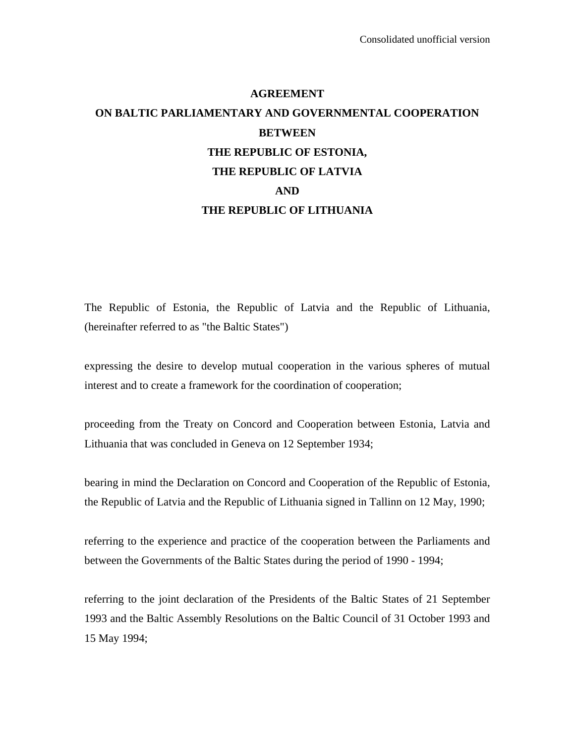Consolidated unofficial version

# AGREEMENT
# ON BALTIC PARLIAMENTARY AND GOVERNMENTAL COOPERATION
# BETWEEN
# THE REPUBLIC OF ESTONIA,
# THE REPUBLIC OF LATVIA
# AND
# THE REPUBLIC OF LITHUANIA

The Republic of Estonia, the Republic of Latvia and the Republic of Lithuania, (hereinafter referred to as "the Baltic States")

expressing the desire to develop mutual cooperation in the various spheres of mutual interest and to create a framework for the coordination of cooperation;

proceeding from the Treaty on Concord and Cooperation between Estonia, Latvia and Lithuania that was concluded in Geneva on 12 September 1934;

bearing in mind the Declaration on Concord and Cooperation of the Republic of Estonia, the Republic of Latvia and the Republic of Lithuania signed in Tallinn on 12 May, 1990;

referring to the experience and practice of the cooperation between the Parliaments and between the Governments of the Baltic States during the period of 1990 - 1994;

referring to the joint declaration of the Presidents of the Baltic States of 21 September 1993 and the Baltic Assembly Resolutions on the Baltic Council of 31 October 1993 and 15 May 1994;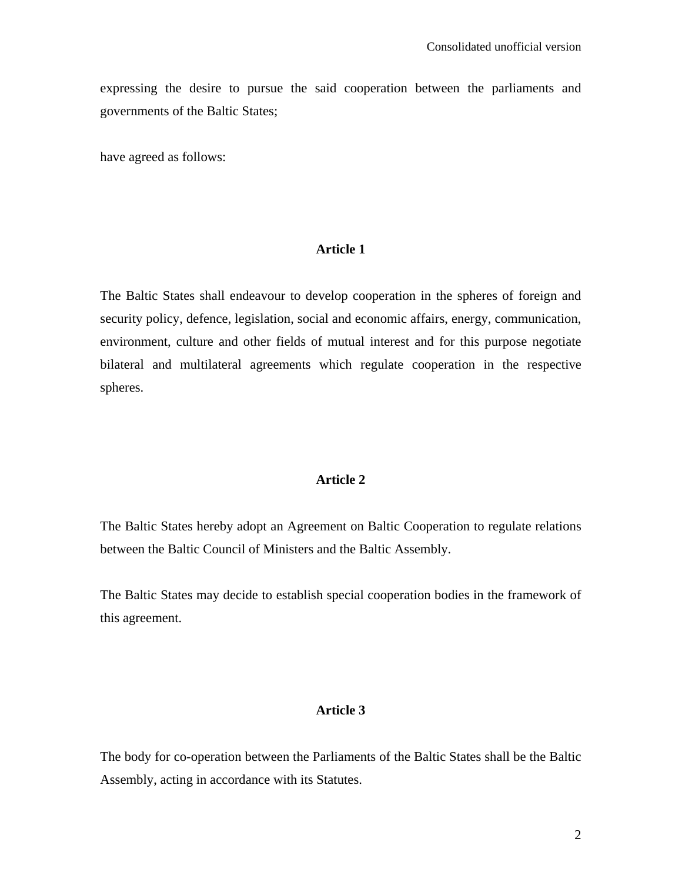expressing the desire to pursue the said cooperation between the parliaments and governments of the Baltic States;

have agreed as follows:

## Article 1

The Baltic States shall endeavour to develop cooperation in the spheres of foreign and security policy, defence, legislation, social and economic affairs, energy, communication, environment, culture and other fields of mutual interest and for this purpose negotiate bilateral and multilateral agreements which regulate cooperation in the respective spheres.

## Article 2

The Baltic States hereby adopt an Agreement on Baltic Cooperation to regulate relations between the Baltic Council of Ministers and the Baltic Assembly.

The Baltic States may decide to establish special cooperation bodies in the framework of this agreement.

## Article 3

The body for co-operation between the Parliaments of the Baltic States shall be the Baltic Assembly, acting in accordance with its Statutes.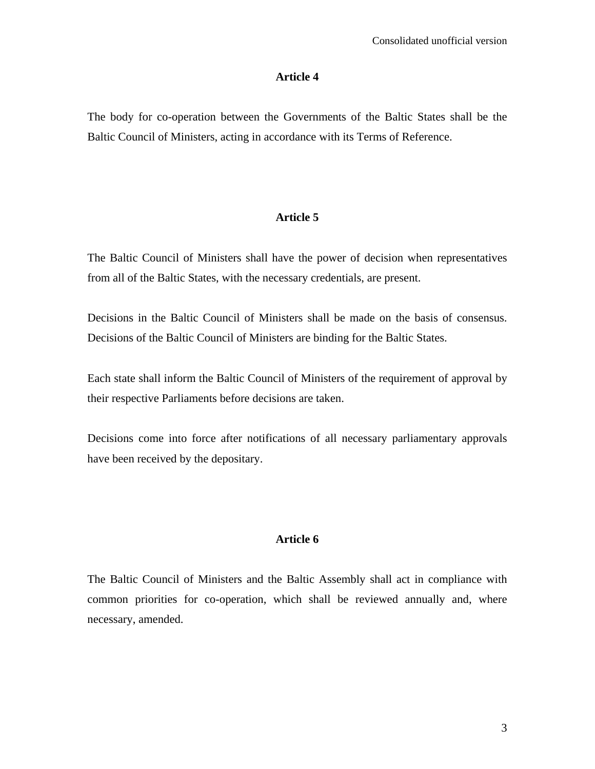### Article 4

The body for co-operation between the Governments of the Baltic States shall be the Baltic Council of Ministers, acting in accordance with its Terms of Reference.

### Article 5

The Baltic Council of Ministers shall have the power of decision when representatives from all of the Baltic States, with the necessary credentials, are present.

Decisions in the Baltic Council of Ministers shall be made on the basis of consensus. Decisions of the Baltic Council of Ministers are binding for the Baltic States.

Each state shall inform the Baltic Council of Ministers of the requirement of approval by their respective Parliaments before decisions are taken.

Decisions come into force after notifications of all necessary parliamentary approvals have been received by the depositary.

### Article 6

The Baltic Council of Ministers and the Baltic Assembly shall act in compliance with common priorities for co-operation, which shall be reviewed annually and, where necessary, amended.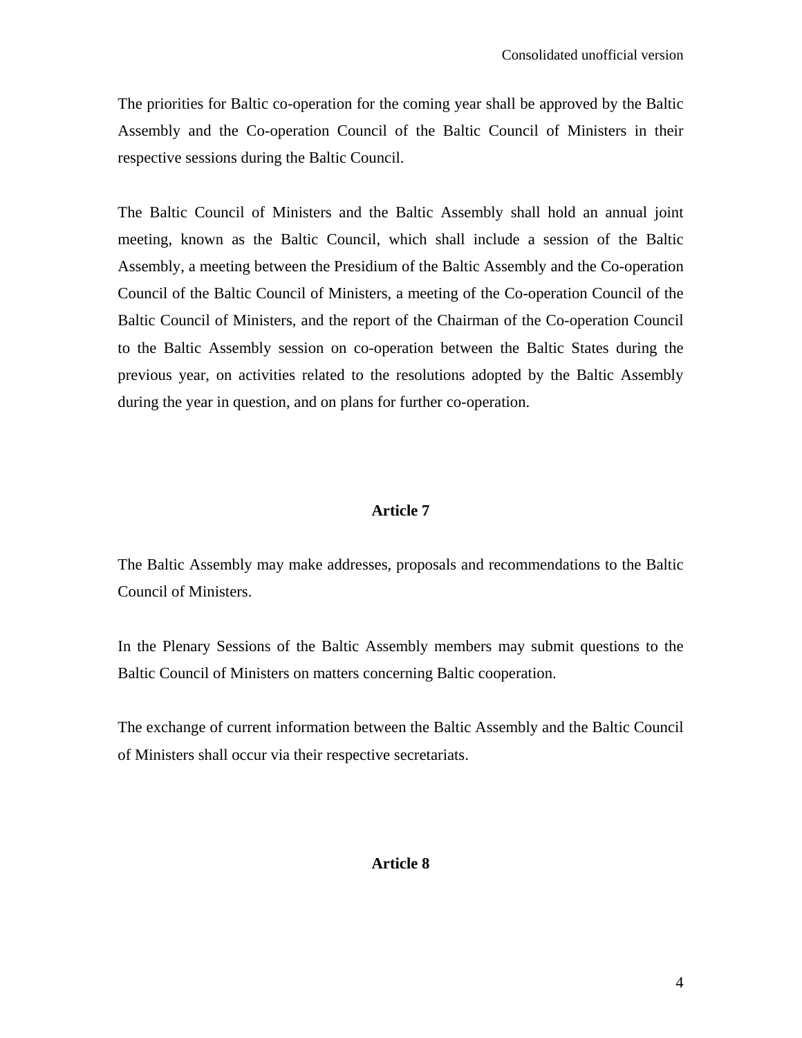The priorities for Baltic co-operation for the coming year shall be approved by the Baltic Assembly and the Co-operation Council of the Baltic Council of Ministers in their respective sessions during the Baltic Council.

The Baltic Council of Ministers and the Baltic Assembly shall hold an annual joint meeting, known as the Baltic Council, which shall include a session of the Baltic Assembly, a meeting between the Presidium of the Baltic Assembly and the Co-operation Council of the Baltic Council of Ministers, a meeting of the Co-operation Council of the Baltic Council of Ministers, and the report of the Chairman of the Co-operation Council to the Baltic Assembly session on co-operation between the Baltic States during the previous year, on activities related to the resolutions adopted by the Baltic Assembly during the year in question, and on plans for further co-operation.

## Article 7

The Baltic Assembly may make addresses, proposals and recommendations to the Baltic Council of Ministers.

In the Plenary Sessions of the Baltic Assembly members may submit questions to the Baltic Council of Ministers on matters concerning Baltic cooperation.

The exchange of current information between the Baltic Assembly and the Baltic Council of Ministers shall occur via their respective secretariats.

## Article 8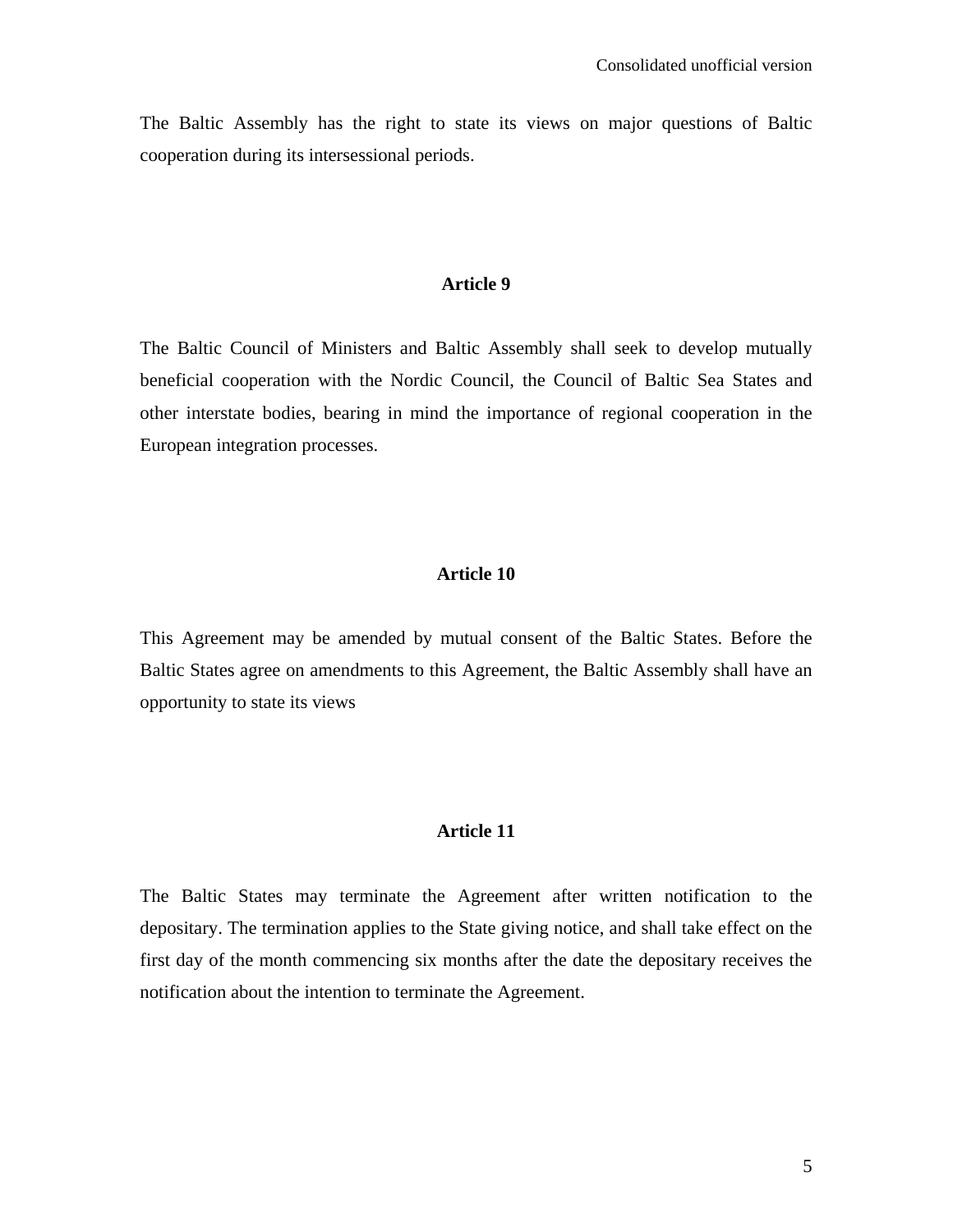The Baltic Assembly has the right to state its views on major questions of Baltic cooperation during its intersessional periods.

### Article 9

The Baltic Council of Ministers and Baltic Assembly shall seek to develop mutually beneficial cooperation with the Nordic Council, the Council of Baltic Sea States and other interstate bodies, bearing in mind the importance of regional cooperation in the European integration processes.

### Article 10

This Agreement may be amended by mutual consent of the Baltic States. Before the Baltic States agree on amendments to this Agreement, the Baltic Assembly shall have an opportunity to state its views

### Article 11

The Baltic States may terminate the Agreement after written notification to the depositary. The termination applies to the State giving notice, and shall take effect on the first day of the month commencing six months after the date the depositary receives the notification about the intention to terminate the Agreement.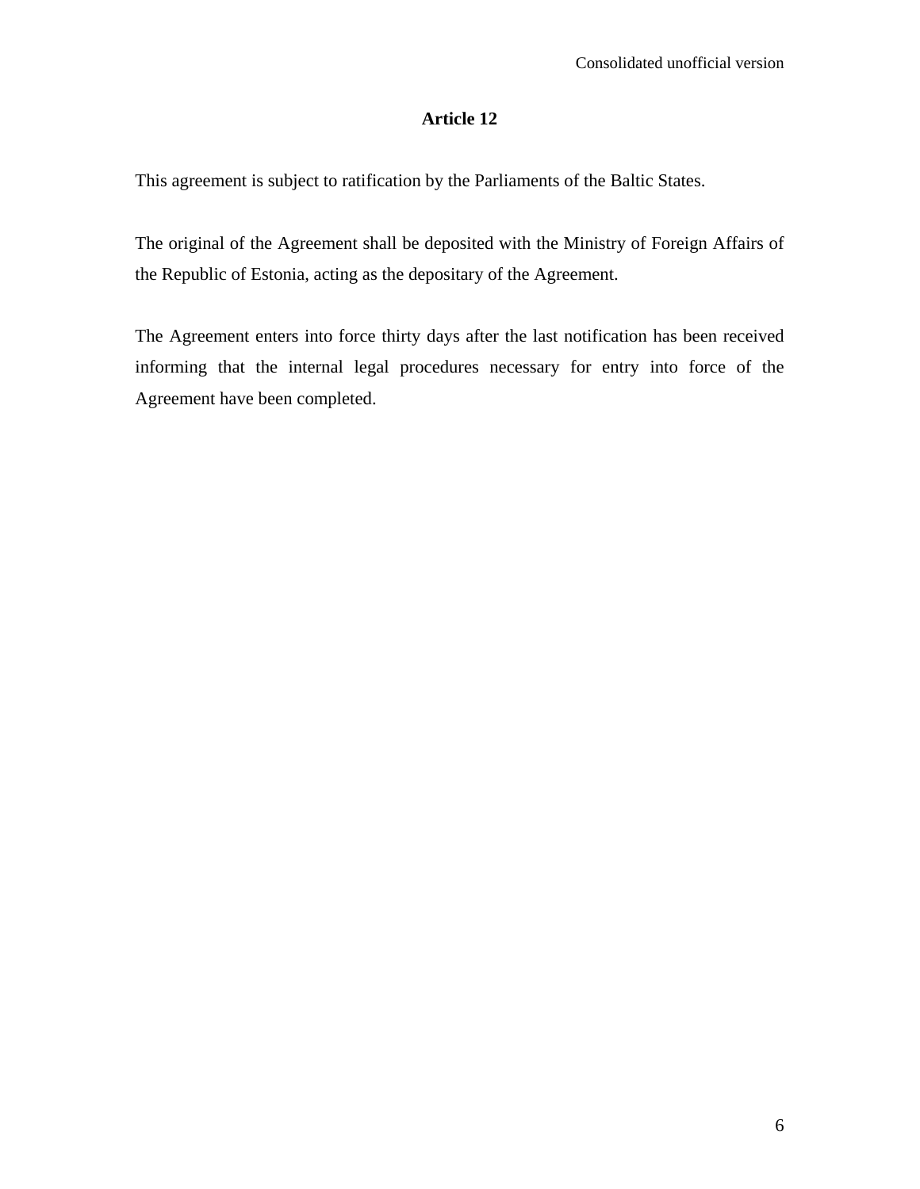## Article 12

This agreement is subject to ratification by the Parliaments of the Baltic States.

The original of the Agreement shall be deposited with the Ministry of Foreign Affairs of the Republic of Estonia, acting as the depositary of the Agreement.

The Agreement enters into force thirty days after the last notification has been received informing that the internal legal procedures necessary for entry into force of the Agreement have been completed.